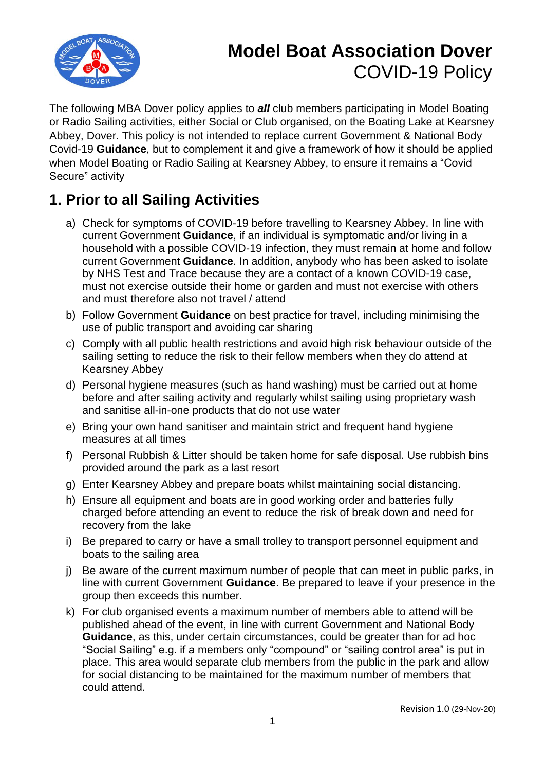# Model Boat Association Dover
## COVID-19 Policy

The following MBA Dover policy applies to ***all*** club members participating in Model Boating or Radio Sailing activities, either Social or Club organised, on the Boating Lake at Kearsney Abbey, Dover. This policy is not intended to replace current Government & National Body Covid-19 **Guidance**, but to complement it and give a framework of how it should be applied when Model Boating or Radio Sailing at Kearsney Abbey, to ensure it remains a "Covid Secure" activity

## 1. Prior to all Sailing Activities

a) Check for symptoms of COVID-19 before travelling to Kearsney Abbey. In line with current Government **Guidance**, if an individual is symptomatic and/or living in a household with a possible COVID-19 infection, they must remain at home and follow current Government **Guidance**. In addition, anybody who has been asked to isolate by NHS Test and Trace because they are a contact of a known COVID-19 case, must not exercise outside their home or garden and must not exercise with others and must therefore also not travel / attend

b) Follow Government **Guidance** on best practice for travel, including minimising the use of public transport and avoiding car sharing

c) Comply with all public health restrictions and avoid high risk behaviour outside of the sailing setting to reduce the risk to their fellow members when they do attend at Kearsney Abbey

d) Personal hygiene measures (such as hand washing) must be carried out at home before and after sailing activity and regularly whilst sailing using proprietary wash and sanitise all-in-one products that do not use water

e) Bring your own hand sanitiser and maintain strict and frequent hand hygiene measures at all times

f) Personal Rubbish & Litter should be taken home for safe disposal. Use rubbish bins provided around the park as a last resort

g) Enter Kearsney Abbey and prepare boats whilst maintaining social distancing.

h) Ensure all equipment and boats are in good working order and batteries fully charged before attending an event to reduce the risk of break down and need for recovery from the lake

i) Be prepared to carry or have a small trolley to transport personnel equipment and boats to the sailing area

j) Be aware of the current maximum number of people that can meet in public parks, in line with current Government **Guidance**. Be prepared to leave if your presence in the group then exceeds this number.

k) For club organised events a maximum number of members able to attend will be published ahead of the event, in line with current Government and National Body **Guidance**, as this, under certain circumstances, could be greater than for ad hoc "Social Sailing" e.g. if a members only "compound" or "sailing control area" is put in place. This area would separate club members from the public in the park and allow for social distancing to be maintained for the maximum number of members that could attend.

Revision 1.0 (29-Nov-20)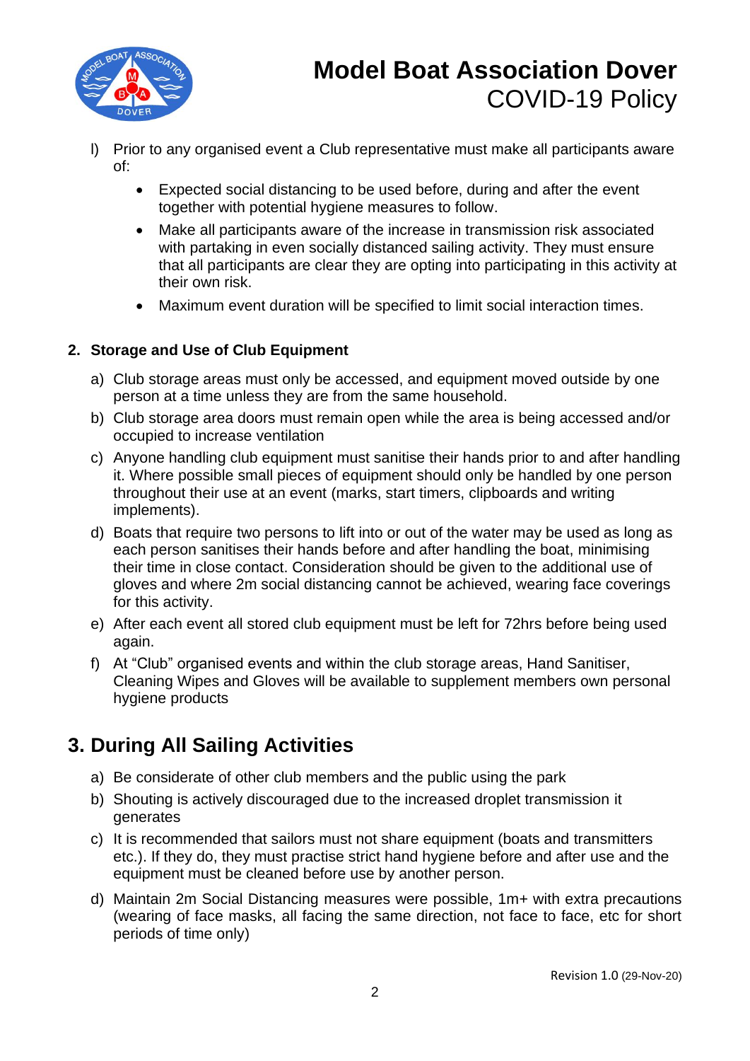l) Prior to any organised event a Club representative must make all participants aware of:
   - Expected social distancing to be used before, during and after the event together with potential hygiene measures to follow.
   - Make all participants aware of the increase in transmission risk associated with partaking in even socially distanced sailing activity. They must ensure that all participants are clear they are opting into participating in this activity at their own risk.
   - Maximum event duration will be specified to limit social interaction times.

### 2. Storage and Use of Club Equipment

a) Club storage areas must only be accessed, and equipment moved outside by one person at a time unless they are from the same household.

b) Club storage area doors must remain open while the area is being accessed and/or occupied to increase ventilation

c) Anyone handling club equipment must sanitise their hands prior to and after handling it. Where possible small pieces of equipment should only be handled by one person throughout their use at an event (marks, start timers, clipboards and writing implements).

d) Boats that require two persons to lift into or out of the water may be used as long as each person sanitises their hands before and after handling the boat, minimising their time in close contact. Consideration should be given to the additional use of gloves and where 2m social distancing cannot be achieved, wearing face coverings for this activity.

e) After each event all stored club equipment must be left for 72hrs before being used again.

f) At "Club" organised events and within the club storage areas, Hand Sanitiser, Cleaning Wipes and Gloves will be available to supplement members own personal hygiene products

## 3. During All Sailing Activities

a) Be considerate of other club members and the public using the park

b) Shouting is actively discouraged due to the increased droplet transmission it generates

c) It is recommended that sailors must not share equipment (boats and transmitters etc.). If they do, they must practise strict hand hygiene before and after use and the equipment must be cleaned before use by another person.

d) Maintain 2m Social Distancing measures were possible, 1m+ with extra precautions (wearing of face masks, all facing the same direction, not face to face, etc for short periods of time only)

Revision 1.0 (29-Nov-20)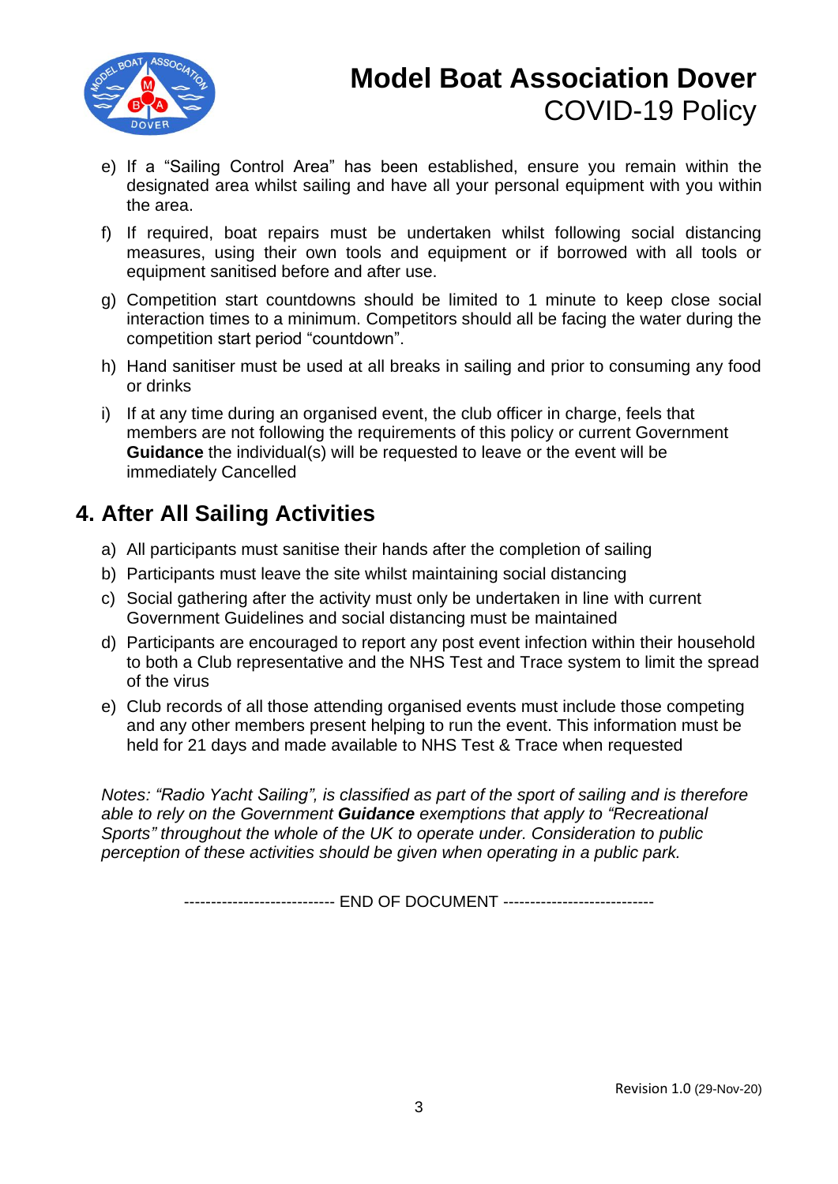e) If a “Sailing Control Area” has been established, ensure you remain within the designated area whilst sailing and have all your personal equipment with you within the area.

f) If required, boat repairs must be undertaken whilst following social distancing measures, using their own tools and equipment or if borrowed with all tools or equipment sanitised before and after use.

g) Competition start countdowns should be limited to 1 minute to keep close social interaction times to a minimum. Competitors should all be facing the water during the competition start period “countdown”.

h) Hand sanitiser must be used at all breaks in sailing and prior to consuming any food or drinks

i) If at any time during an organised event, the club officer in charge, feels that members are not following the requirements of this policy or current Government **Guidance** the individual(s) will be requested to leave or the event will be immediately Cancelled

## 4. After All Sailing Activities

a) All participants must sanitise their hands after the completion of sailing

b) Participants must leave the site whilst maintaining social distancing

c) Social gathering after the activity must only be undertaken in line with current Government Guidelines and social distancing must be maintained

d) Participants are encouraged to report any post event infection within their household to both a Club representative and the NHS Test and Trace system to limit the spread of the virus

e) Club records of all those attending organised events must include those competing and any other members present helping to run the event. This information must be held for 21 days and made available to NHS Test & Trace when requested

*Notes: “Radio Yacht Sailing”, is classified as part of the sport of sailing and is therefore able to rely on the Government **Guidance** exemptions that apply to “Recreational Sports” throughout the whole of the UK to operate under. Consideration to public perception of these activities should be given when operating in a public park.*

---------------------------- END OF DOCUMENT ----------------------------

Revision 1.0 (29-Nov-20)